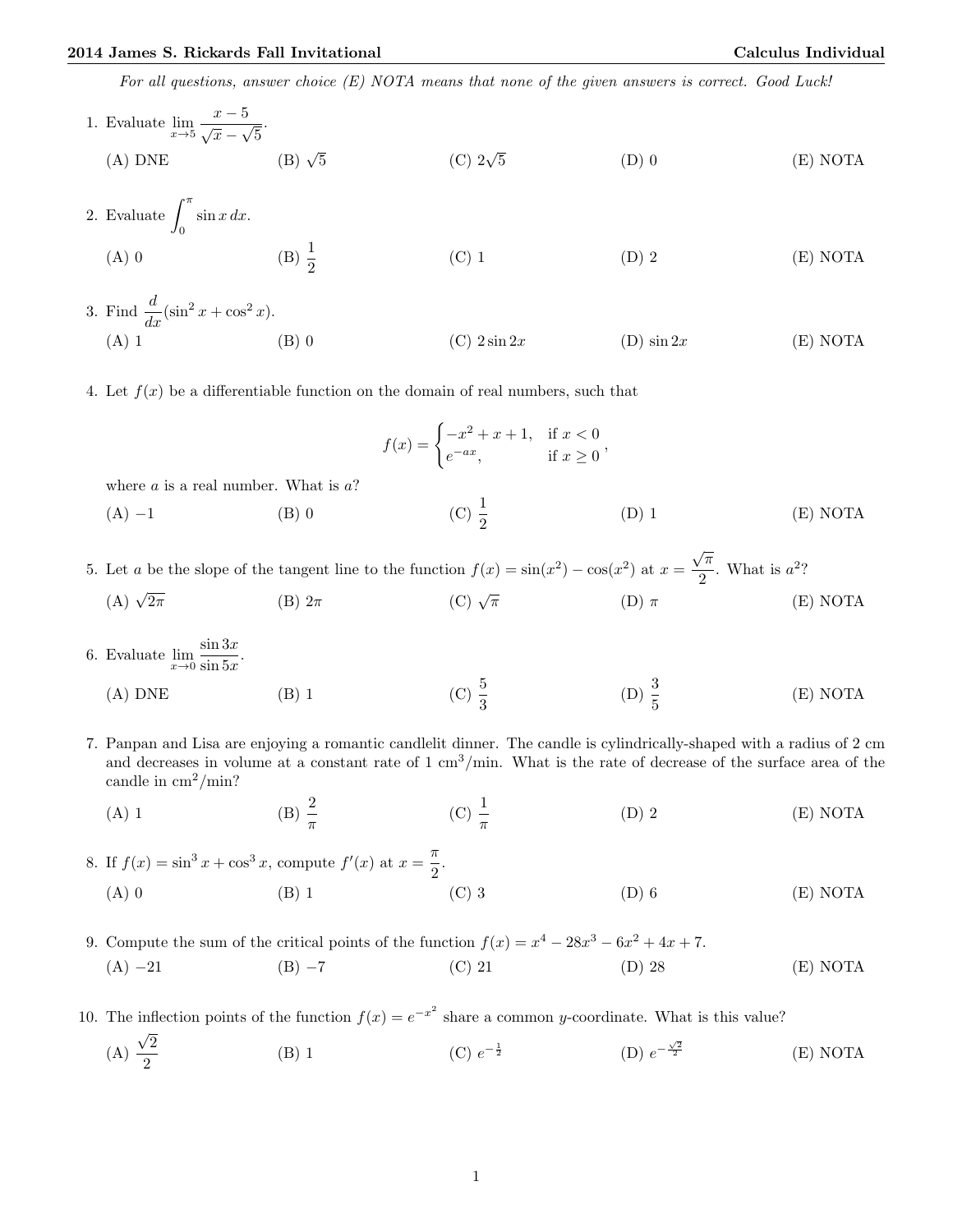*For all questions, answer choice (E) NOTA means that none of the given answers is correct. Good Luck!*

1. Evaluate $\lim_{x\to 5} \dfrac{x-5}{\sqrt{x}-\sqrt{5}}$.

   (A) DNE (B) $\sqrt{5}$ (C) $2\sqrt{5}$ (D) 0 (E) NOTA

2. Evaluate $\int_0^{\pi} \sin x \, dx$.

   (A) 0 (B) $\dfrac{1}{2}$ (C) 1 (D) 2 (E) NOTA

3. Find $\dfrac{d}{dx}(\sin^2 x + \cos^2 x)$.

   (A) 1 (B) 0 (C) $2\sin 2x$ (D) $\sin 2x$ (E) NOTA

4. Let $f(x)$ be a differentiable function on the domain of real numbers, such that

   $$f(x) = \begin{cases} -x^2 + x + 1, & \text{if } x < 0 \\ e^{-ax}, & \text{if } x \geq 0 \end{cases},$$

   where $a$ is a real number. What is $a$?

   (A) $-1$ (B) 0 (C) $\dfrac{1}{2}$ (D) 1 (E) NOTA

5. Let $a$ be the slope of the tangent line to the function $f(x) = \sin(x^2) - \cos(x^2)$ at $x = \dfrac{\sqrt{\pi}}{2}$. What is $a^2$?

   (A) $\sqrt{2\pi}$ (B) $2\pi$ (C) $\sqrt{\pi}$ (D) $\pi$ (E) NOTA

6. Evaluate $\lim_{x\to 0} \dfrac{\sin 3x}{\sin 5x}$.

   (A) DNE (B) 1 (C) $\dfrac{5}{3}$ (D) $\dfrac{3}{5}$ (E) NOTA

7. Panpan and Lisa are enjoying a romantic candlelit dinner. The candle is cylindrically-shaped with a radius of 2 cm and decreases in volume at a constant rate of 1 cm$^3$/min. What is the rate of decrease of the surface area of the candle in cm$^2$/min?

   (A) 1 (B) $\dfrac{2}{\pi}$ (C) $\dfrac{1}{\pi}$ (D) 2 (E) NOTA

8. If $f(x) = \sin^3 x + \cos^3 x$, compute $f'(x)$ at $x = \dfrac{\pi}{2}$.

   (A) 0 (B) 1 (C) 3 (D) 6 (E) NOTA

9. Compute the sum of the critical points of the function $f(x) = x^4 - 28x^3 - 6x^2 + 4x + 7$.

   (A) $-21$ (B) $-7$ (C) 21 (D) 28 (E) NOTA

10. The inflection points of the function $f(x) = e^{-x^2}$ share a common $y$-coordinate. What is this value?

    (A) $\dfrac{\sqrt{2}}{2}$ (B) 1 (C) $e^{-\frac{1}{2}}$ (D) $e^{-\frac{\sqrt{2}}{2}}$ (E) NOTA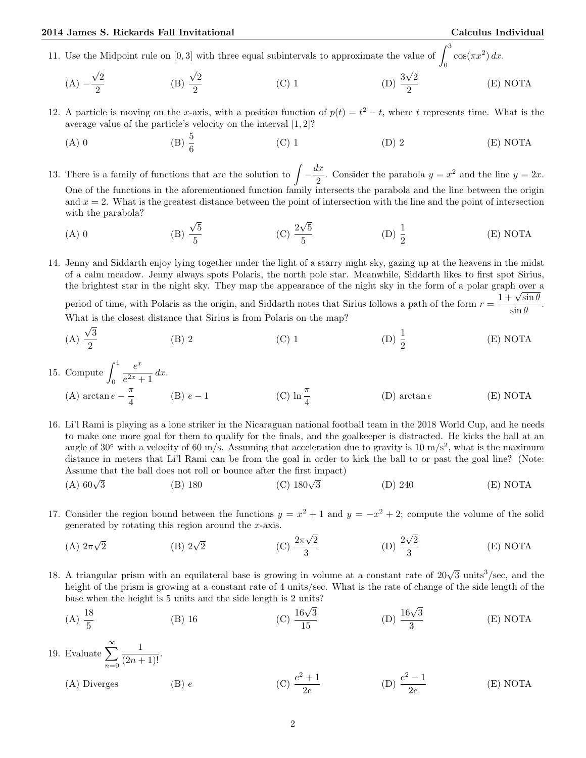11. Use the Midpoint rule on $[0, 3]$ with three equal subintervals to approximate the value of $\int_0^3 \cos(\pi x^2)\,dx$.

 (A) $-\frac{\sqrt{2}}{2}$ (B) $\frac{\sqrt{2}}{2}$ (C) 1 (D) $\frac{3\sqrt{2}}{2}$ (E) NOTA

12. A particle is moving on the $x$-axis, with a position function of $p(t) = t^2 - t$, where $t$ represents time. What is the average value of the particle's velocity on the interval $[1, 2]$?

 (A) 0 (B) $\frac{5}{6}$ (C) 1 (D) 2 (E) NOTA

13. There is a family of functions that are the solution to $\int -\frac{dx}{2}$. Consider the parabola $y = x^2$ and the line $y = 2x$. One of the functions in the aforementioned function family intersects the parabola and the line between the origin and $x = 2$. What is the greatest distance between the point of intersection with the line and the point of intersection with the parabola?

 (A) 0 (B) $\frac{\sqrt{5}}{5}$ (C) $\frac{2\sqrt{5}}{5}$ (D) $\frac{1}{2}$ (E) NOTA

14. Jenny and Siddarth enjoy lying together under the light of a starry night sky, gazing up at the heavens in the midst of a calm meadow. Jenny always spots Polaris, the north pole star. Meanwhile, Siddarth likes to first spot Sirius, the brightest star in the night sky. They map the appearance of the night sky in the form of a polar graph over a period of time, with Polaris as the origin, and Siddarth notes that Sirius follows a path of the form $r = \frac{1 + \sqrt{\sin\theta}}{\sin\theta}$. What is the closest distance that Sirius is from Polaris on the map?

 (A) $\frac{\sqrt{3}}{2}$ (B) 2 (C) 1 (D) $\frac{1}{2}$ (E) NOTA

15. Compute $\int_0^1 \frac{e^x}{e^{2x} + 1}\,dx$.

 (A) $\arctan e - \frac{\pi}{4}$ (B) $e - 1$ (C) $\ln\frac{\pi}{4}$ (D) $\arctan e$ (E) NOTA

16. Li'l Rami is playing as a lone striker in the Nicaraguan national football team in the 2018 World Cup, and he needs to make one more goal for them to qualify for the finals, and the goalkeeper is distracted. He kicks the ball at an angle of $30^\circ$ with a velocity of 60 m/s. Assuming that acceleration due to gravity is 10 m/s$^2$, what is the maximum distance in meters that Li'l Rami can be from the goal in order to kick the ball to or past the goal line? (Note: Assume that the ball does not roll or bounce after the first impact)

 (A) $60\sqrt{3}$ (B) 180 (C) $180\sqrt{3}$ (D) 240 (E) NOTA

17. Consider the region bound between the functions $y = x^2 + 1$ and $y = -x^2 + 2$; compute the volume of the solid generated by rotating this region around the $x$-axis.

 (A) $2\pi\sqrt{2}$ (B) $2\sqrt{2}$ (C) $\frac{2\pi\sqrt{2}}{3}$ (D) $\frac{2\sqrt{2}}{3}$ (E) NOTA

18. A triangular prism with an equilateral base is growing in volume at a constant rate of $20\sqrt{3}$ units$^3$/sec, and the height of the prism is growing at a constant rate of 4 units/sec. What is the rate of change of the side length of the base when the height is 5 units and the side length is 2 units?

 (A) $\frac{18}{5}$ (B) 16 (C) $\frac{16\sqrt{3}}{15}$ (D) $\frac{16\sqrt{3}}{3}$ (E) NOTA

19. Evaluate $\sum_{n=0}^{\infty} \frac{1}{(2n+1)!}$.

 (A) Diverges (B) $e$ (C) $\frac{e^2 + 1}{2e}$ (D) $\frac{e^2 - 1}{2e}$ (E) NOTA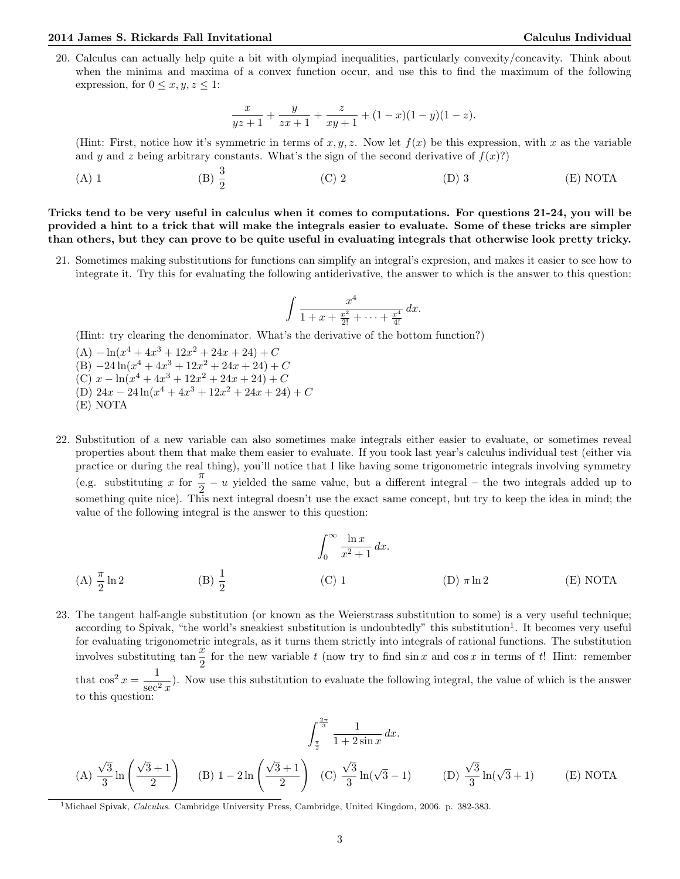20. Calculus can actually help quite a bit with olympiad inequalities, particularly convexity/concavity. Think about when the minima and maxima of a convex function occur, and use this to find the maximum of the following expression, for $0 \le x, y, z \le 1$:

$$\frac{x}{yz+1} + \frac{y}{zx+1} + \frac{z}{xy+1} + (1-x)(1-y)(1-z).$$

(Hint: First, notice how it's symmetric in terms of $x, y, z$. Now let $f(x)$ be this expression, with $x$ as the variable and $y$ and $z$ being arbitrary constants. What's the sign of the second derivative of $f(x)$?)

(A) 1 (B) $\frac{3}{2}$ (C) 2 (D) 3 (E) NOTA

**Tricks tend to be very useful in calculus when it comes to computations. For questions 21-24, you will be provided a hint to a trick that will make the integrals easier to evaluate. Some of these tricks are simpler than others, but they can prove to be quite useful in evaluating integrals that otherwise look pretty tricky.**

21. Sometimes making substitutions for functions can simplify an integral's expresion, and makes it easier to see how to integrate it. Try this for evaluating the following antiderivative, the answer to which is the answer to this question:

$$\int \frac{x^4}{1 + x + \frac{x^2}{2!} + \cdots + \frac{x^4}{4!}}\, dx.$$

(Hint: try clearing the denominator. What's the derivative of the bottom function?)

(A) $-\ln(x^4 + 4x^3 + 12x^2 + 24x + 24) + C$
(B) $-24\ln(x^4 + 4x^3 + 12x^2 + 24x + 24) + C$
(C) $x - \ln(x^4 + 4x^3 + 12x^2 + 24x + 24) + C$
(D) $24x - 24\ln(x^4 + 4x^3 + 12x^2 + 24x + 24) + C$
(E) NOTA

22. Substitution of a new variable can also sometimes make integrals either easier to evaluate, or sometimes reveal properties about them that make them easier to evaluate. If you took last year's calculus individual test (either via practice or during the real thing), you'll notice that I like having some trigonometric integrals involving symmetry (e.g. substituting $x$ for $\frac{\pi}{2} - u$ yielded the same value, but a different integral – the two integrals added up to something quite nice). This next integral doesn't use the exact same concept, but try to keep the idea in mind; the value of the following integral is the answer to this question:

$$\int_0^\infty \frac{\ln x}{x^2+1}\, dx.$$

(A) $\frac{\pi}{2}\ln 2$ (B) $\frac{1}{2}$ (C) 1 (D) $\pi \ln 2$ (E) NOTA

23. The tangent half-angle substitution (or known as the Weierstrass substitution to some) is a very useful technique; according to Spivak, "the world's sneakiest substitution is undoubtedly" this substitution[1]. It becomes very useful for evaluating trigonometric integrals, as it turns them strictly into integrals of rational functions. The substitution involves substituting $\tan\frac{x}{2}$ for the new variable $t$ (now try to find $\sin x$ and $\cos x$ in terms of $t$! Hint: remember that $\cos^2 x = \frac{1}{\sec^2 x}$). Now use this substitution to evaluate the following integral, the value of which is the answer to this question:

$$\int_{\frac{\pi}{2}}^{\frac{2\pi}{3}} \frac{1}{1+2\sin x}\, dx.$$

(A) $\frac{\sqrt{3}}{3}\ln\left(\frac{\sqrt{3}+1}{2}\right)$ (B) $1 - 2\ln\left(\frac{\sqrt{3}+1}{2}\right)$ (C) $\frac{\sqrt{3}}{3}\ln(\sqrt{3}-1)$ (D) $\frac{\sqrt{3}}{3}\ln(\sqrt{3}+1)$ (E) NOTA

[1] Michael Spivak, *Calculus.* Cambridge University Press, Cambridge, United Kingdom, 2006. p. 382-383.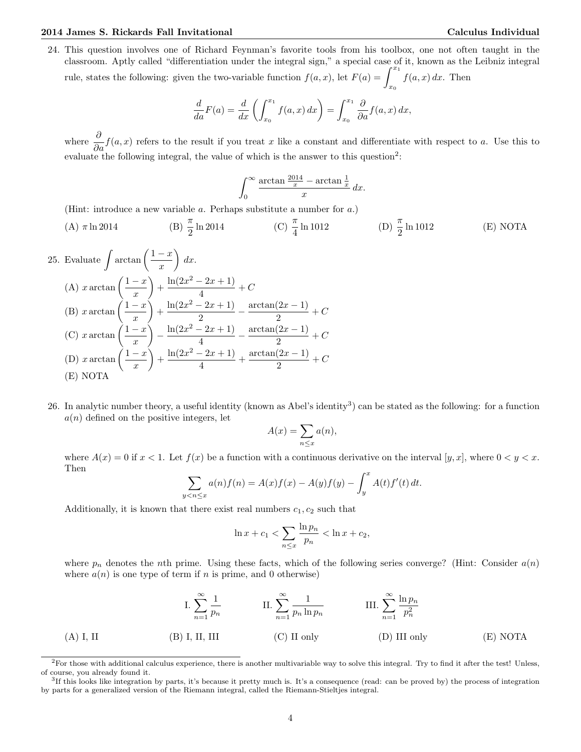24. This question involves one of Richard Feynman's favorite tools from his toolbox, one not often taught in the classroom. Aptly called "differentiation under the integral sign," a special case of it, known as the Leibniz integral rule, states the following: given the two-variable function $f(a,x)$, let $F(a) = \int_{x_0}^{x_1} f(a,x)\,dx$. Then

$$\frac{d}{da}F(a) = \frac{d}{dx}\left(\int_{x_0}^{x_1} f(a,x)\,dx\right) = \int_{x_0}^{x_1} \frac{\partial}{\partial a} f(a,x)\,dx,$$

where $\frac{\partial}{\partial a} f(a,x)$ refers to the result if you treat $x$ like a constant and differentiate with respect to $a$. Use this to evaluate the following integral, the value of which is the answer to this question[2]:

$$\int_0^\infty \frac{\arctan \frac{2014}{x} - \arctan \frac{1}{x}}{x}\,dx.$$

(Hint: introduce a new variable $a$. Perhaps substitute a number for $a$.)

(A) $\pi \ln 2014$ (B) $\frac{\pi}{2}\ln 2014$ (C) $\frac{\pi}{4}\ln 1012$ (D) $\frac{\pi}{2}\ln 1012$ (E) NOTA

25. Evaluate $\int \arctan\left(\frac{1-x}{x}\right)\,dx$.

(A) $x\arctan\left(\frac{1-x}{x}\right) + \frac{\ln(2x^2-2x+1)}{4} + C$

(B) $x\arctan\left(\frac{1-x}{x}\right) + \frac{\ln(2x^2-2x+1)}{2} - \frac{\arctan(2x-1)}{2} + C$

(C) $x\arctan\left(\frac{1-x}{x}\right) - \frac{\ln(2x^2-2x+1)}{4} - \frac{\arctan(2x-1)}{2} + C$

(D) $x\arctan\left(\frac{1-x}{x}\right) + \frac{\ln(2x^2-2x+1)}{4} + \frac{\arctan(2x-1)}{2} + C$

(E) NOTA

26. In analytic number theory, a useful identity (known as Abel's identity[3]) can be stated as the following: for a function $a(n)$ defined on the positive integers, let

$$A(x) = \sum_{n \le x} a(n),$$

where $A(x) = 0$ if $x < 1$. Let $f(x)$ be a function with a continuous derivative on the interval $[y, x]$, where $0 < y < x$. Then

$$\sum_{y < n \le x} a(n)f(n) = A(x)f(x) - A(y)f(y) - \int_y^x A(t)f'(t)\,dt.$$

Additionally, it is known that there exist real numbers $c_1, c_2$ such that

$$\ln x + c_1 < \sum_{n \le x} \frac{\ln p_n}{p_n} < \ln x + c_2,$$

where $p_n$ denotes the $n$th prime. Using these facts, which of the following series converge? (Hint: Consider $a(n)$ where $a(n)$ is one type of term if $n$ is prime, and 0 otherwise)

I. $\sum_{n=1}^{\infty} \frac{1}{p_n}$ II. $\sum_{n=1}^{\infty} \frac{1}{p_n \ln p_n}$ III. $\sum_{n=1}^{\infty} \frac{\ln p_n}{p_n^2}$

(A) I, II (B) I, II, III (C) II only (D) III only (E) NOTA

---

[2] For those with additional calculus experience, there is another multivariable way to solve this integral. Try to find it after the test! Unless, of course, you already found it.

[3] If this looks like integration by parts, it's because it pretty much is. It's a consequence (read: can be proved by) the process of integration by parts for a generalized version of the Riemann integral, called the Riemann-Stieltjes integral.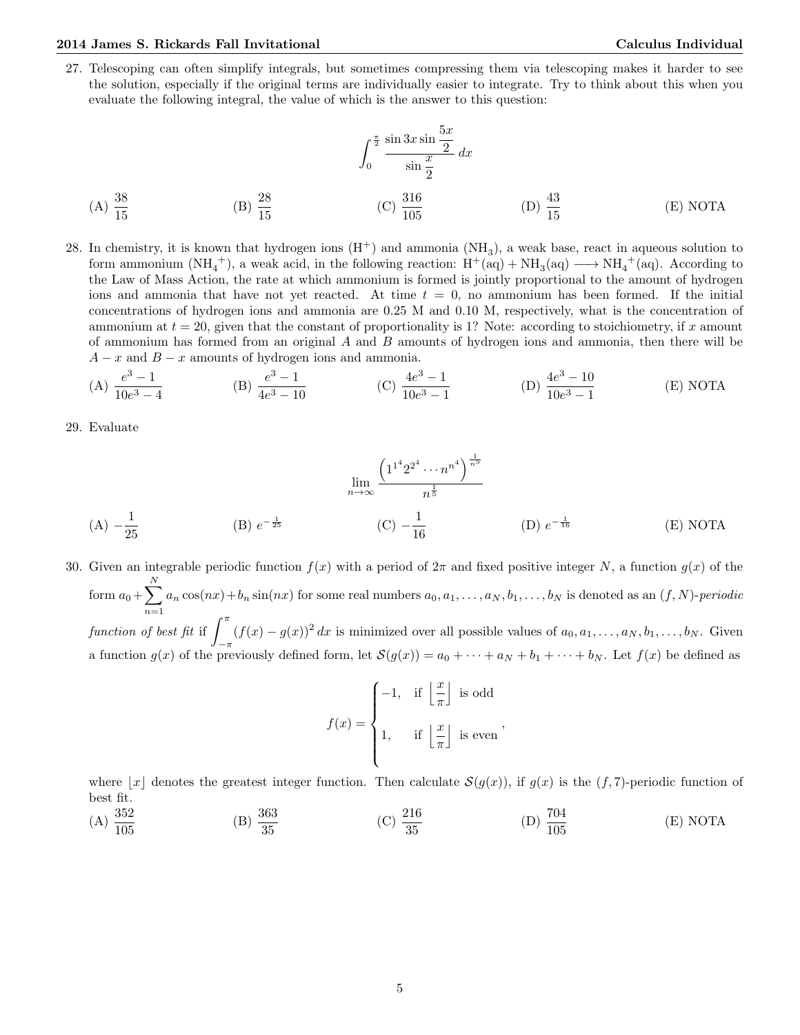27. Telescoping can often simplify integrals, but sometimes compressing them via telescoping makes it harder to see the solution, especially if the original terms are individually easier to integrate. Try to think about this when you evaluate the following integral, the value of which is the answer to this question:

$$\int_0^{\frac{\pi}{2}} \frac{\sin 3x \sin \dfrac{5x}{2}}{\sin \dfrac{x}{2}}\, dx$$

(A) $\dfrac{38}{15}$ (B) $\dfrac{28}{15}$ (C) $\dfrac{316}{105}$ (D) $\dfrac{43}{15}$ (E) NOTA

28. In chemistry, it is known that hydrogen ions ($H^+$) and ammonia ($NH_3$), a weak base, react in aqueous solution to form ammonium ($NH_4^+$), a weak acid, in the following reaction: $H^+(aq) + NH_3(aq) \longrightarrow NH_4^+(aq)$. According to the Law of Mass Action, the rate at which ammonium is formed is jointly proportional to the amount of hydrogen ions and ammonia that have not yet reacted. At time $t = 0$, no ammonium has been formed. If the initial concentrations of hydrogen ions and ammonia are 0.25 M and 0.10 M, respectively, what is the concentration of ammonium at $t = 20$, given that the constant of proportionality is 1? Note: according to stoichiometry, if $x$ amount of ammonium has formed from an original $A$ and $B$ amounts of hydrogen ions and ammonia, then there will be $A - x$ and $B - x$ amounts of hydrogen ions and ammonia.

(A) $\dfrac{e^3 - 1}{10e^3 - 4}$ (B) $\dfrac{e^3 - 1}{4e^3 - 10}$ (C) $\dfrac{4e^3 - 1}{10e^3 - 1}$ (D) $\dfrac{4e^3 - 10}{10e^3 - 1}$ (E) NOTA

29. Evaluate

$$\lim_{n\to\infty} \frac{\left(1^{1^4} 2^{2^4} \cdots n^{n^4}\right)^{\frac{1}{n^5}}}{n^{\frac{1}{5}}}$$

(A) $-\dfrac{1}{25}$ (B) $e^{-\frac{1}{25}}$ (C) $-\dfrac{1}{16}$ (D) $e^{-\frac{1}{16}}$ (E) NOTA

30. Given an integrable periodic function $f(x)$ with a period of $2\pi$ and fixed positive integer $N$, a function $g(x)$ of the form $a_0 + \sum_{n=1}^{N} a_n \cos(nx) + b_n \sin(nx)$ for some real numbers $a_0, a_1, \ldots, a_N, b_1, \ldots, b_N$ is denoted as an $(f, N)$-*periodic function of best fit* if $\int_{-\pi}^{\pi} (f(x) - g(x))^2\, dx$ is minimized over all possible values of $a_0, a_1, \ldots, a_N, b_1, \ldots, b_N$. Given a function $g(x)$ of the previously defined form, let $\mathcal{S}(g(x)) = a_0 + \cdots + a_N + b_1 + \cdots + b_N$. Let $f(x)$ be defined as

$$f(x) = \begin{cases} -1, & \text{if } \left\lfloor \dfrac{x}{\pi} \right\rfloor \text{ is odd} \\ 1, & \text{if } \left\lfloor \dfrac{x}{\pi} \right\rfloor \text{ is even} \end{cases},$$

where $\lfloor x \rfloor$ denotes the greatest integer function. Then calculate $\mathcal{S}(g(x))$, if $g(x)$ is the $(f, 7)$-periodic function of best fit.

(A) $\dfrac{352}{105}$ (B) $\dfrac{363}{35}$ (C) $\dfrac{216}{35}$ (D) $\dfrac{704}{105}$ (E) NOTA